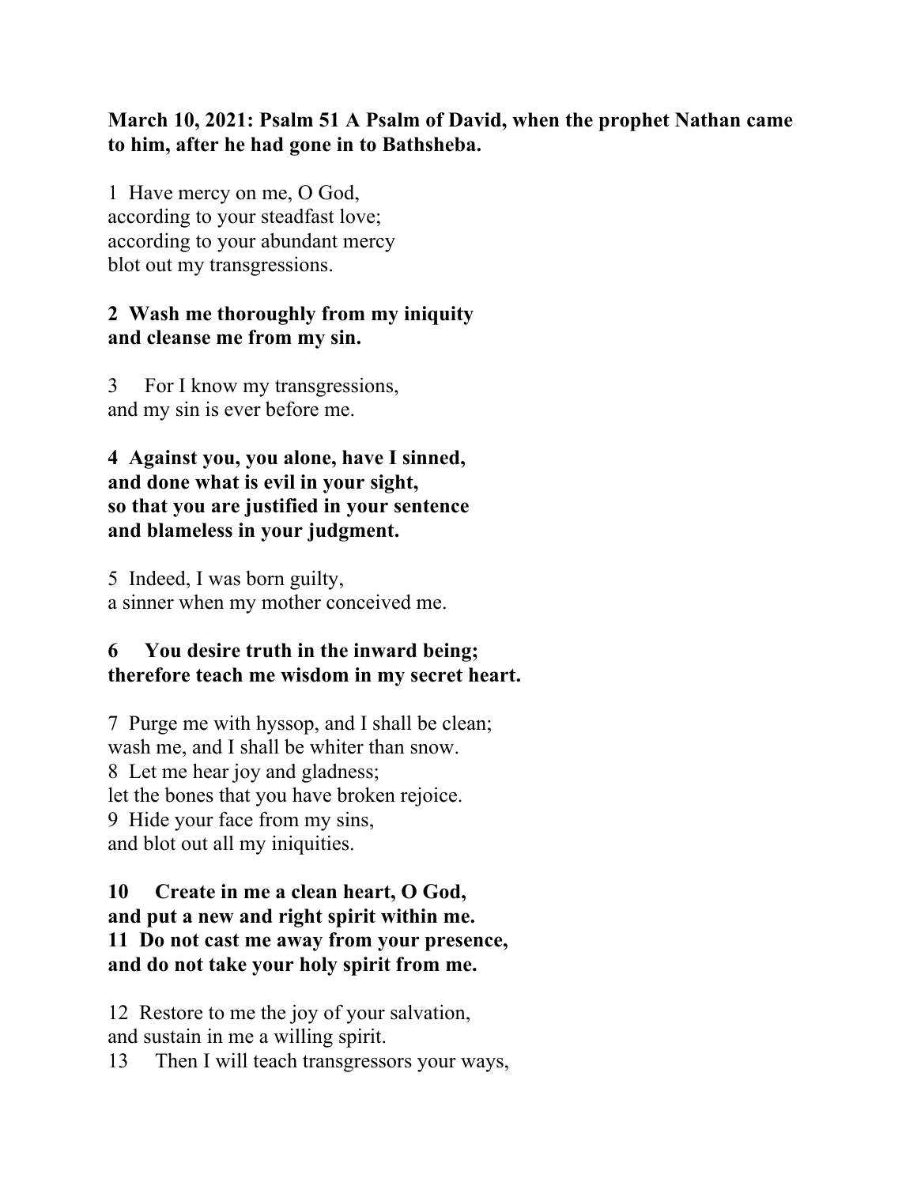**March 10, 2021: Psalm 51 A Psalm of David, when the prophet Nathan came to him, after he had gone in to Bathsheba.**

1 Have mercy on me, O God,
according to your steadfast love;
according to your abundant mercy
blot out my transgressions.

**2 Wash me thoroughly from my iniquity**
**and cleanse me from my sin.**

3 For I know my transgressions,
and my sin is ever before me.

**4 Against you, you alone, have I sinned,**
**and done what is evil in your sight,**
**so that you are justified in your sentence**
**and blameless in your judgment.**

5 Indeed, I was born guilty,
a sinner when my mother conceived me.

**6 You desire truth in the inward being;**
**therefore teach me wisdom in my secret heart.**

7 Purge me with hyssop, and I shall be clean;
wash me, and I shall be whiter than snow.
8 Let me hear joy and gladness;
let the bones that you have broken rejoice.
9 Hide your face from my sins,
and blot out all my iniquities.

**10 Create in me a clean heart, O God,**
**and put a new and right spirit within me.**
**11 Do not cast me away from your presence,**
**and do not take your holy spirit from me.**

12 Restore to me the joy of your salvation,
and sustain in me a willing spirit.
13 Then I will teach transgressors your ways,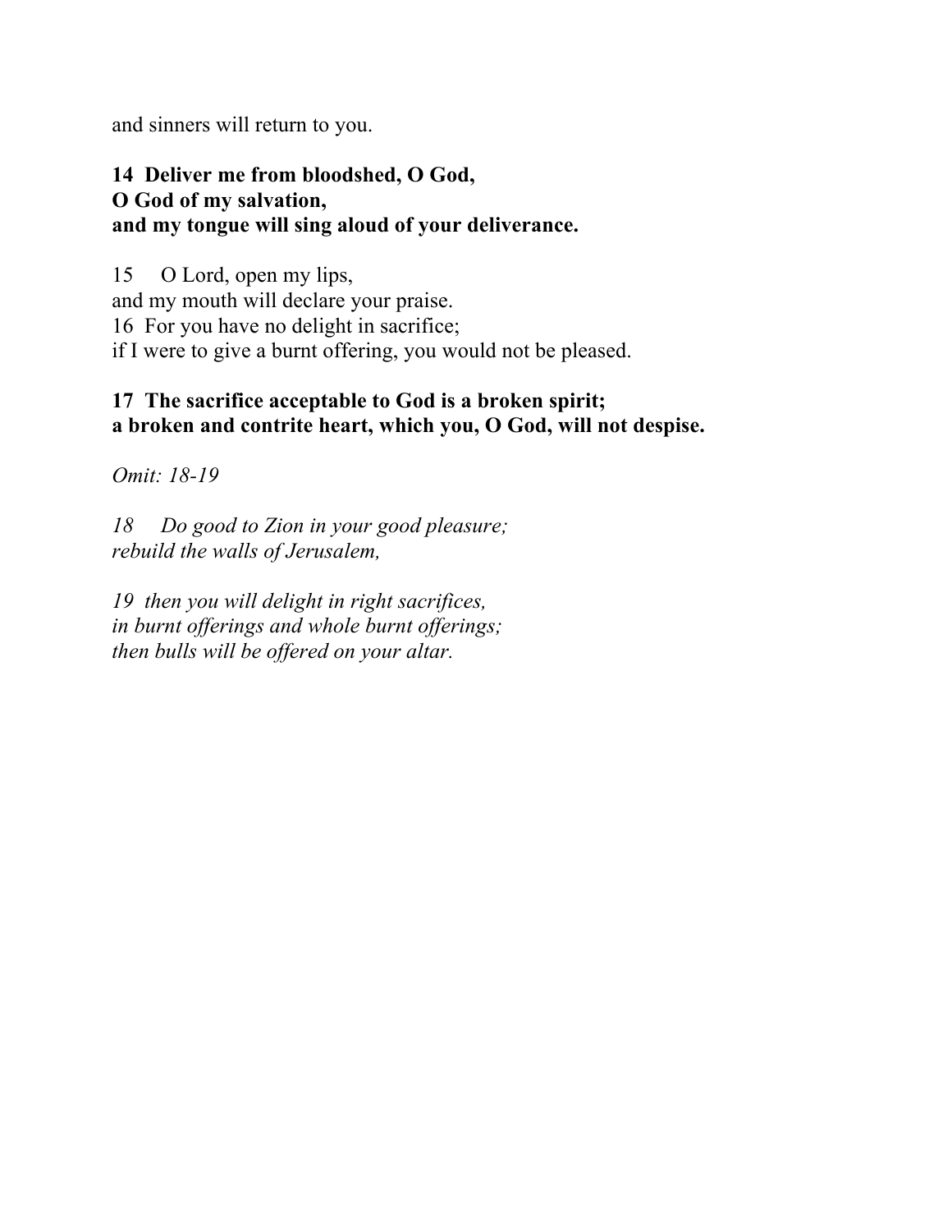and sinners will return to you.

**14  Deliver me from bloodshed, O God,**
**O God of my salvation,**
**and my tongue will sing aloud of your deliverance.**

15  O Lord, open my lips,
and my mouth will declare your praise.
16  For you have no delight in sacrifice;
if I were to give a burnt offering, you would not be pleased.

**17  The sacrifice acceptable to God is a broken spirit;**
**a broken and contrite heart, which you, O God, will not despise.**

*Omit: 18-19*

*18  Do good to Zion in your good pleasure;*
*rebuild the walls of Jerusalem,*

*19  then you will delight in right sacrifices,*
*in burnt offerings and whole burnt offerings;*
*then bulls will be offered on your altar.*